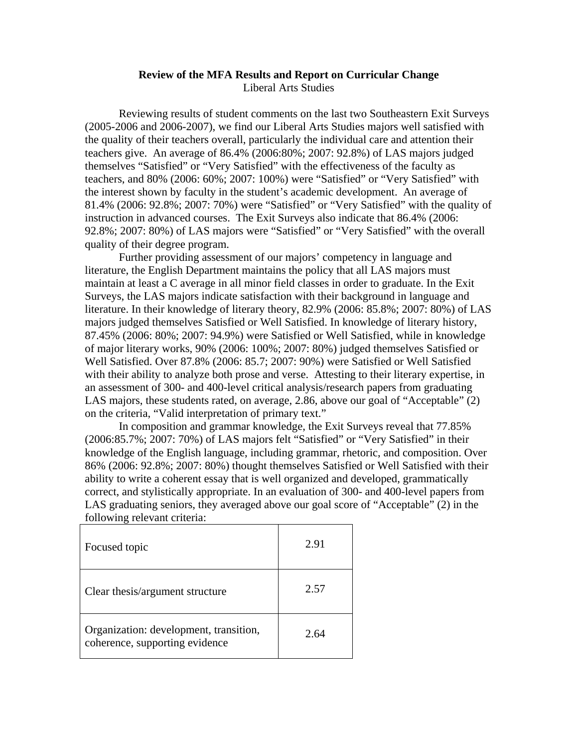**Review of the MFA Results and Report on Curricular Change**

Liberal Arts Studies

Reviewing results of student comments on the last two Southeastern Exit Surveys (2005-2006 and 2006-2007), we find our Liberal Arts Studies majors well satisfied with the quality of their teachers overall, particularly the individual care and attention their teachers give. An average of 86.4% (2006:80%; 2007: 92.8%) of LAS majors judged themselves "Satisfied" or "Very Satisfied" with the effectiveness of the faculty as teachers, and 80% (2006: 60%; 2007: 100%) were "Satisfied" or "Very Satisfied" with the interest shown by faculty in the student's academic development. An average of 81.4% (2006: 92.8%; 2007: 70%) were "Satisfied" or "Very Satisfied" with the quality of instruction in advanced courses. The Exit Surveys also indicate that 86.4% (2006: 92.8%; 2007: 80%) of LAS majors were "Satisfied" or "Very Satisfied" with the overall quality of their degree program.

Further providing assessment of our majors' competency in language and literature, the English Department maintains the policy that all LAS majors must maintain at least a C average in all minor field classes in order to graduate. In the Exit Surveys, the LAS majors indicate satisfaction with their background in language and literature. In their knowledge of literary theory, 82.9% (2006: 85.8%; 2007: 80%) of LAS majors judged themselves Satisfied or Well Satisfied. In knowledge of literary history, 87.45% (2006: 80%; 2007: 94.9%) were Satisfied or Well Satisfied, while in knowledge of major literary works, 90% (2006: 100%; 2007: 80%) judged themselves Satisfied or Well Satisfied. Over 87.8% (2006: 85.7; 2007: 90%) were Satisfied or Well Satisfied with their ability to analyze both prose and verse. Attesting to their literary expertise, in an assessment of 300- and 400-level critical analysis/research papers from graduating LAS majors, these students rated, on average, 2.86, above our goal of "Acceptable" (2) on the criteria, "Valid interpretation of primary text."

In composition and grammar knowledge, the Exit Surveys reveal that 77.85% (2006:85.7%; 2007: 70%) of LAS majors felt "Satisfied" or "Very Satisfied" in their knowledge of the English language, including grammar, rhetoric, and composition. Over 86% (2006: 92.8%; 2007: 80%) thought themselves Satisfied or Well Satisfied with their ability to write a coherent essay that is well organized and developed, grammatically correct, and stylistically appropriate. In an evaluation of 300- and 400-level papers from LAS graduating seniors, they averaged above our goal score of "Acceptable" (2) in the following relevant criteria:

| | |
|---|---|
| Focused topic | 2.91 |
| Clear thesis/argument structure | 2.57 |
| Organization: development, transition, coherence, supporting evidence | 2.64 |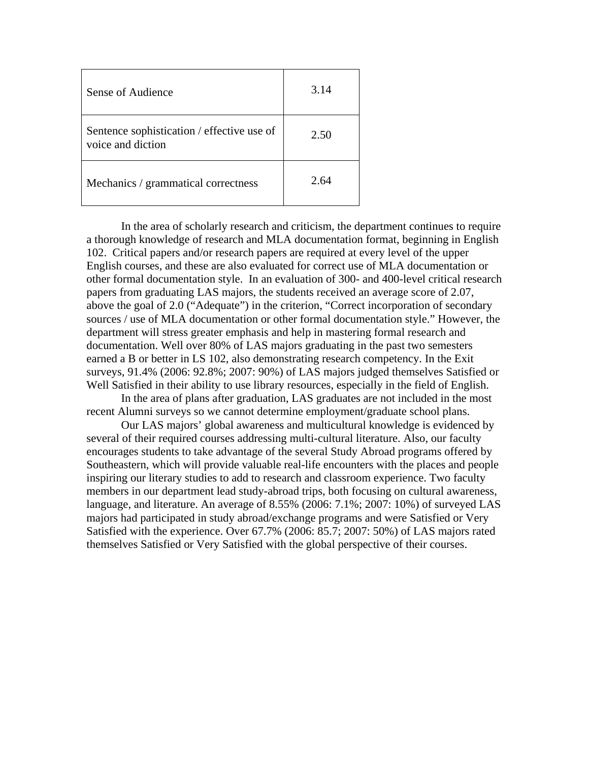| | |
|---|---|
| Sense of Audience | 3.14 |
| Sentence sophistication / effective use of voice and diction | 2.50 |
| Mechanics / grammatical correctness | 2.64 |

In the area of scholarly research and criticism, the department continues to require a thorough knowledge of research and MLA documentation format, beginning in English 102. Critical papers and/or research papers are required at every level of the upper English courses, and these are also evaluated for correct use of MLA documentation or other formal documentation style. In an evaluation of 300- and 400-level critical research papers from graduating LAS majors, the students received an average score of 2.07, above the goal of 2.0 ("Adequate") in the criterion, "Correct incorporation of secondary sources / use of MLA documentation or other formal documentation style." However, the department will stress greater emphasis and help in mastering formal research and documentation. Well over 80% of LAS majors graduating in the past two semesters earned a B or better in LS 102, also demonstrating research competency. In the Exit surveys, 91.4% (2006: 92.8%; 2007: 90%) of LAS majors judged themselves Satisfied or Well Satisfied in their ability to use library resources, especially in the field of English.

In the area of plans after graduation, LAS graduates are not included in the most recent Alumni surveys so we cannot determine employment/graduate school plans.

Our LAS majors' global awareness and multicultural knowledge is evidenced by several of their required courses addressing multi-cultural literature. Also, our faculty encourages students to take advantage of the several Study Abroad programs offered by Southeastern, which will provide valuable real-life encounters with the places and people inspiring our literary studies to add to research and classroom experience. Two faculty members in our department lead study-abroad trips, both focusing on cultural awareness, language, and literature. An average of 8.55% (2006: 7.1%; 2007: 10%) of surveyed LAS majors had participated in study abroad/exchange programs and were Satisfied or Very Satisfied with the experience. Over 67.7% (2006: 85.7; 2007: 50%) of LAS majors rated themselves Satisfied or Very Satisfied with the global perspective of their courses.